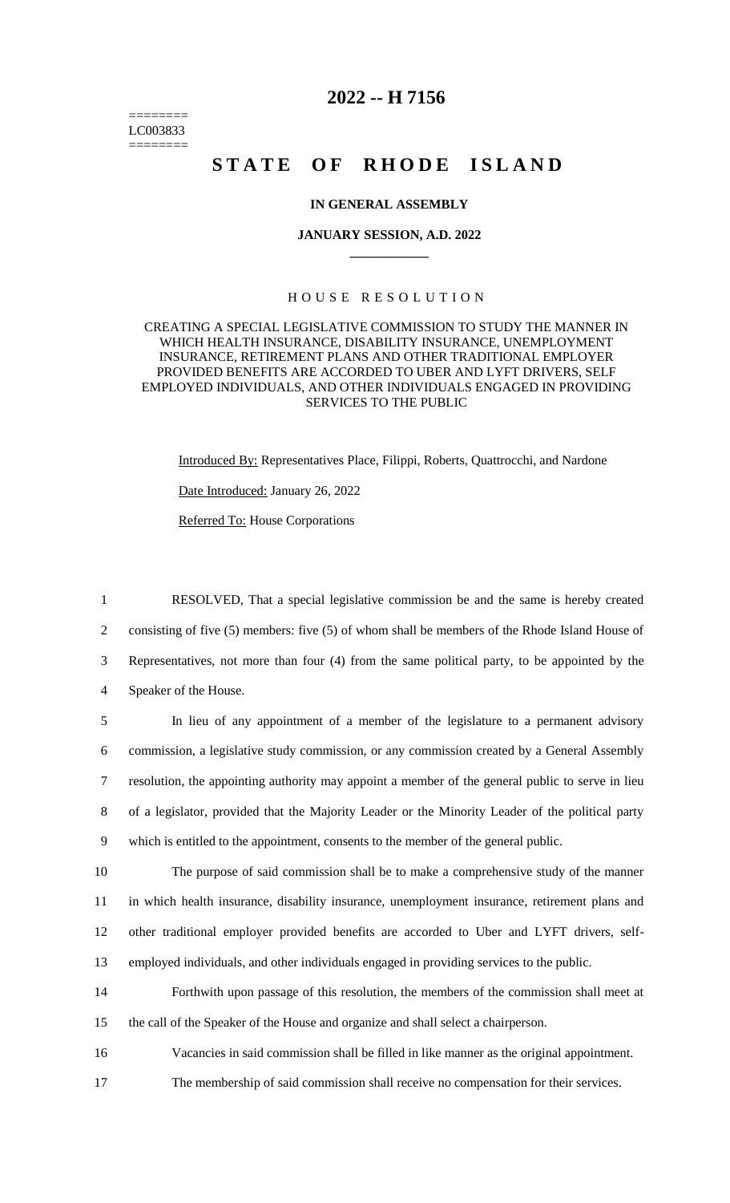========
LC003833
========

# 2022 -- H 7156

# STATE OF RHODE ISLAND

**IN GENERAL ASSEMBLY**

**JANUARY SESSION, A.D. 2022**

## HOUSE RESOLUTION

CREATING A SPECIAL LEGISLATIVE COMMISSION TO STUDY THE MANNER IN WHICH HEALTH INSURANCE, DISABILITY INSURANCE, UNEMPLOYMENT INSURANCE, RETIREMENT PLANS AND OTHER TRADITIONAL EMPLOYER PROVIDED BENEFITS ARE ACCORDED TO UBER AND LYFT DRIVERS, SELF EMPLOYED INDIVIDUALS, AND OTHER INDIVIDUALS ENGAGED IN PROVIDING SERVICES TO THE PUBLIC

Introduced By: Representatives Place, Filippi, Roberts, Quattrocchi, and Nardone

Date Introduced: January 26, 2022

Referred To: House Corporations

1 RESOLVED, That a special legislative commission be and the same is hereby created
2 consisting of five (5) members: five (5) of whom shall be members of the Rhode Island House of
3 Representatives, not more than four (4) from the same political party, to be appointed by the
4 Speaker of the House.

5 In lieu of any appointment of a member of the legislature to a permanent advisory
6 commission, a legislative study commission, or any commission created by a General Assembly
7 resolution, the appointing authority may appoint a member of the general public to serve in lieu
8 of a legislator, provided that the Majority Leader or the Minority Leader of the political party
9 which is entitled to the appointment, consents to the member of the general public.

10 The purpose of said commission shall be to make a comprehensive study of the manner
11 in which health insurance, disability insurance, unemployment insurance, retirement plans and
12 other traditional employer provided benefits are accorded to Uber and LYFT drivers, self-
13 employed individuals, and other individuals engaged in providing services to the public.

14 Forthwith upon passage of this resolution, the members of the commission shall meet at
15 the call of the Speaker of the House and organize and shall select a chairperson.

16 Vacancies in said commission shall be filled in like manner as the original appointment.

17 The membership of said commission shall receive no compensation for their services.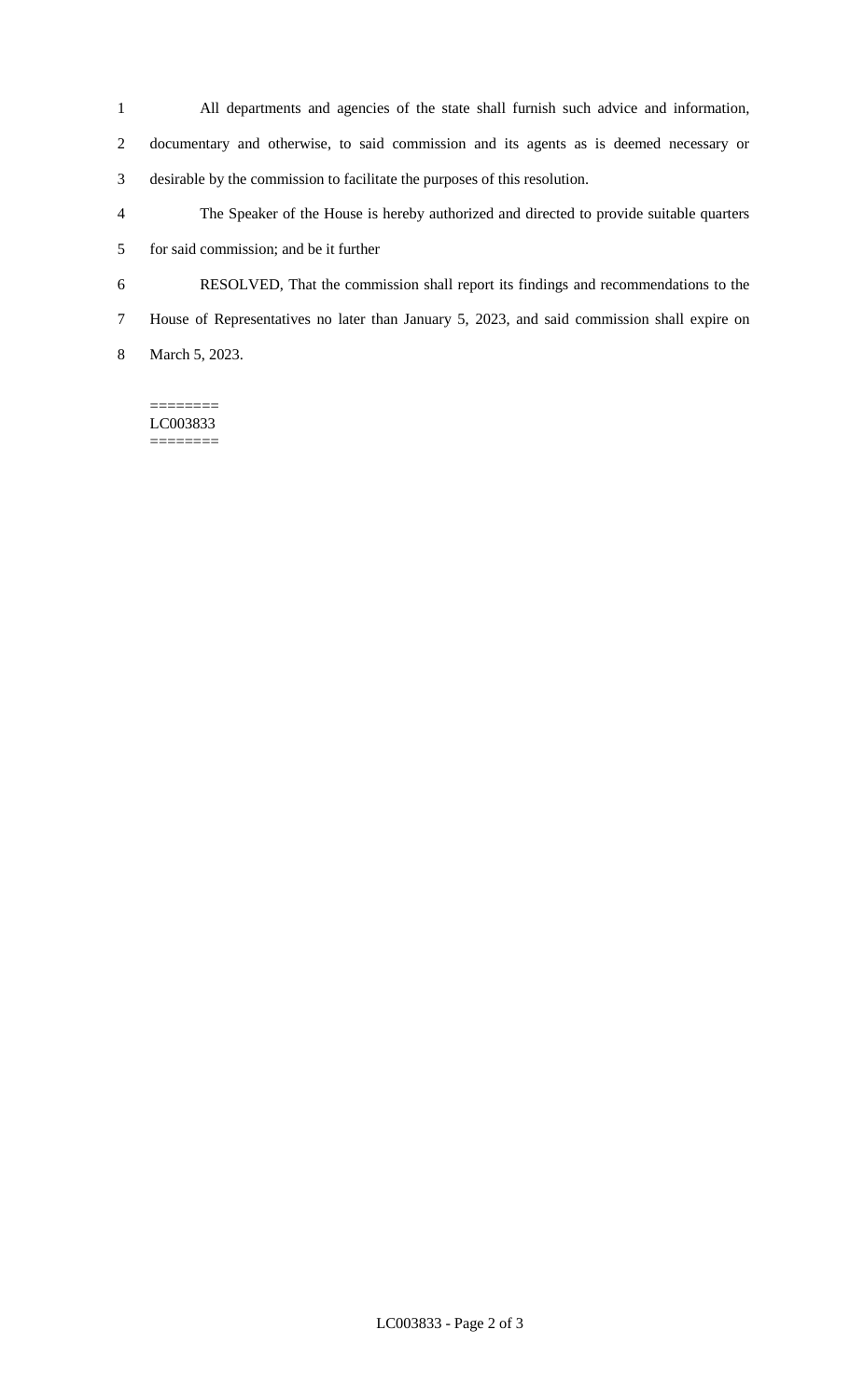All departments and agencies of the state shall furnish such advice and information, documentary and otherwise, to said commission and its agents as is deemed necessary or desirable by the commission to facilitate the purposes of this resolution.

The Speaker of the House is hereby authorized and directed to provide suitable quarters for said commission; and be it further

RESOLVED, That the commission shall report its findings and recommendations to the House of Representatives no later than January 5, 2023, and said commission shall expire on March 5, 2023.

========
LC003833
========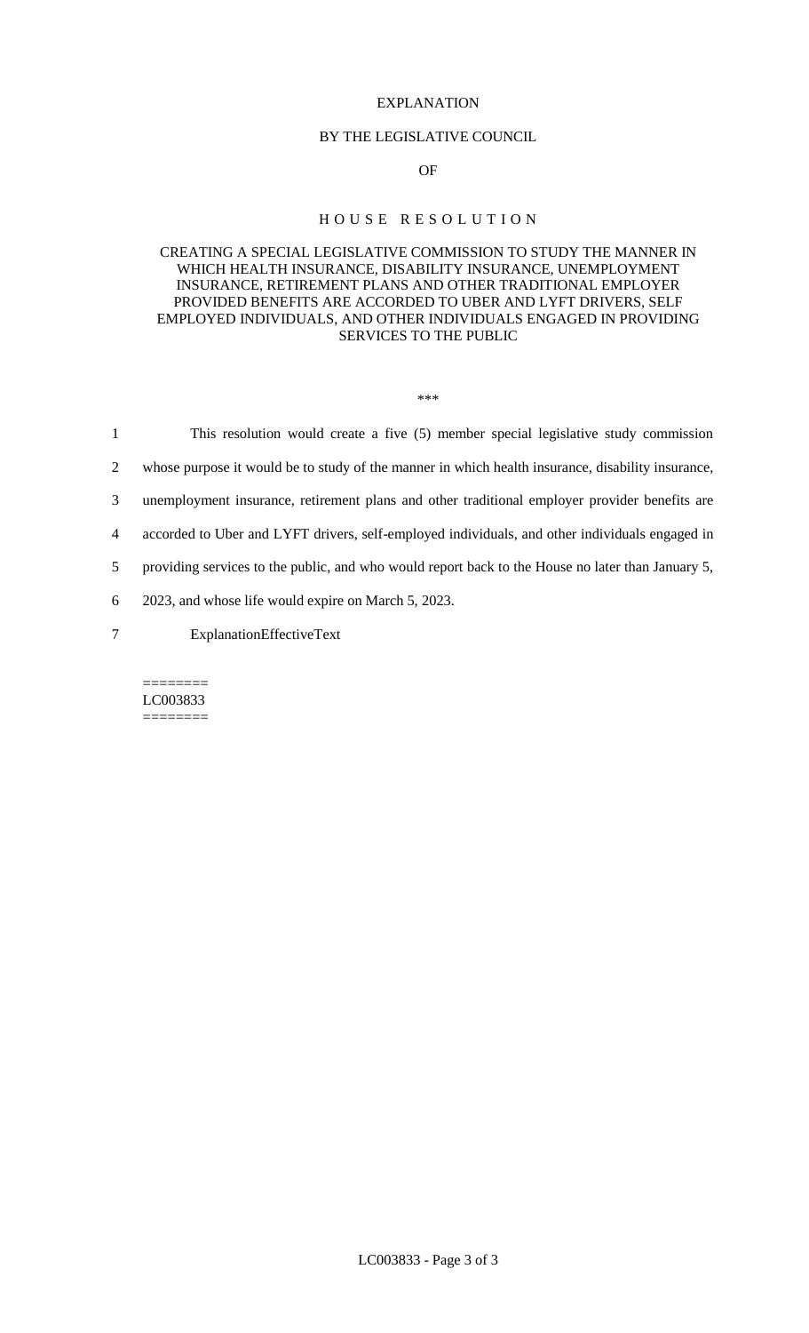EXPLANATION

BY THE LEGISLATIVE COUNCIL

OF

# H O U S E   R E S O L U T I O N

CREATING A SPECIAL LEGISLATIVE COMMISSION TO STUDY THE MANNER IN WHICH HEALTH INSURANCE, DISABILITY INSURANCE, UNEMPLOYMENT INSURANCE, RETIREMENT PLANS AND OTHER TRADITIONAL EMPLOYER PROVIDED BENEFITS ARE ACCORDED TO UBER AND LYFT DRIVERS, SELF EMPLOYED INDIVIDUALS, AND OTHER INDIVIDUALS ENGAGED IN PROVIDING SERVICES TO THE PUBLIC

***

1 This resolution would create a five (5) member special legislative study commission
2 whose purpose it would be to study of the manner in which health insurance, disability insurance,
3 unemployment insurance, retirement plans and other traditional employer provider benefits are
4 accorded to Uber and LYFT drivers, self-employed individuals, and other individuals engaged in
5 providing services to the public, and who would report back to the House no later than January 5,
6 2023, and whose life would expire on March 5, 2023.
7 ExplanationEffectiveText

========
LC003833
========